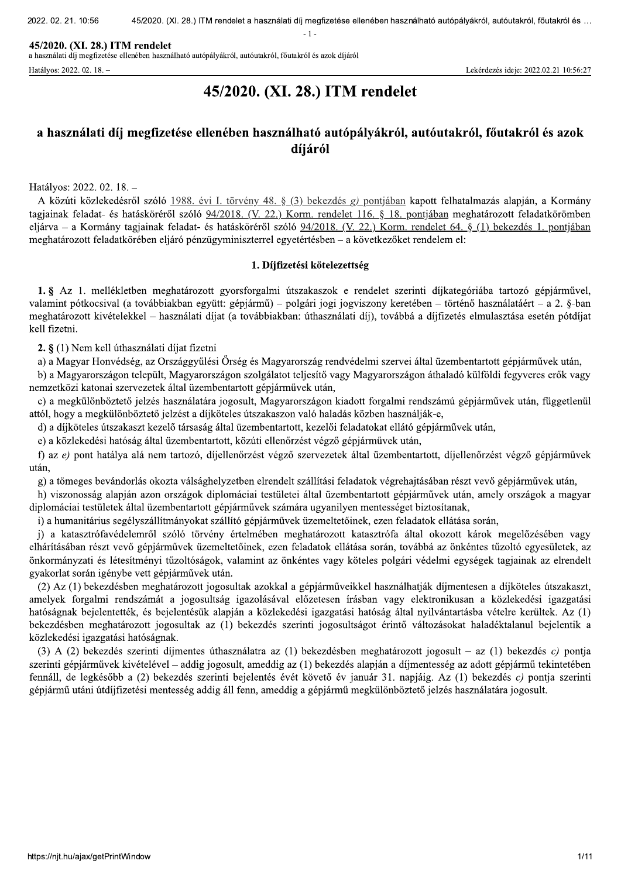# 45/2020. (XI. 28.) ITM rendelet

## a használati díj megfizetése ellenében használható autópályákról, autóutakról, főutakról és azok díjáról

Hatályos: 2022. 02. 18. –

A közúti közlekedésről szóló 1988. évi I. törvény 48. § (3) bekezdés *g)* pontjában kapott felhatalmazás alapján, a Kormány tagjainak feladat- és hatásköréről szóló 94/2018. (V. 22.) Korm. rendelet 116. § 18. pontjában meghatározott feladatkörömben eljárva – a Kormány tagjainak feladat- és hatásköréről szóló 94/2018. (V. 22.) Korm. rendelet 64. § (1) bekezdés 1. pontjában meghatározott feladatkörében eljáró pénzügyminiszterrel egyetértésben – a következőket rendelem el:

### 1. Díjfizetési kötelezettség

**1. §** Az 1. mellékletben meghatározott gyorsforgalmi útszakaszok e rendelet szerinti díjkategóriába tartozó gépjárművel, valamint pótkocsival (a továbbiakban együtt: gépjármű) – polgári jogi jogviszony keretében – történő használatáért – a 2. §-ban meghatározott kivételekkel – használati díjat (a továbbiakban: úthasználati díj), továbbá a díjfizetés elmulasztása esetén pótdíjat kell fizetni.

**2. §** (1) Nem kell úthasználati díjat fizetni

a) a Magyar Honvédség, az Országgyűlési Őrség és Magyarország rendvédelmi szervei által üzembentartott gépjárművek után,

b) a Magyarországon települt, Magyarországon szolgálatot teljesítő vagy Magyarországon áthaladó külföldi fegyveres erők vagy nemzetközi katonai szervezetek által üzembentartott gépjárművek után,

c) a megkülönböztető jelzés használatára jogosult, Magyarországon kiadott forgalmi rendszámú gépjárművek után, függetlenül attól, hogy a megkülönböztető jelzést a díjköteles útszakaszon való haladás közben használják-e,

d) a díjköteles útszakaszt kezelő társaság által üzembentartott, kezelői feladatokat ellátó gépjárművek után,

e) a közlekedési hatóság által üzembentartott, közúti ellenőrzést végző gépjárművek után,

f) az *e)* pont hatálya alá nem tartozó, díjellenőrzést végző szervezetek által üzembentartott, díjellenőrzést végző gépjárművek után,

g) a tömeges bevándorlás okozta válsághelyzetben elrendelt szállítási feladatok végrehajtásában részt vevő gépjárművek után,

h) viszonosság alapján azon országok diplomáciai testületei által üzembentartott gépjárművek után, amely országok a magyar diplomáciai testületek által üzembentartott gépjárművek számára ugyanilyen mentességet biztosítanak,

i) a humanitárius segélyszállítmányokat szállító gépjárművek üzemeltetőinek, ezen feladatok ellátása során,

j) a katasztrófavédelemről szóló törvény értelmében meghatározott katasztrófa által okozott károk megelőzésében vagy elhárításában részt vevő gépjárművek üzemeltetőinek, ezen feladatok ellátása során, továbbá az önkéntes tűzoltó egyesületek, az önkormányzati és létesítményi tűzoltóságok, valamint az önkéntes vagy köteles polgári védelmi egységek tagjainak az elrendelt gyakorlat során igénybe vett gépjárművek után.

(2) Az (1) bekezdésben meghatározott jogosultak azokkal a gépjárműveikkel használhatják díjmentesen a díjköteles útszakaszt, amelyek forgalmi rendszámát a jogosultság igazolásával előzetesen írásban vagy elektronikusan a közlekedési igazgatási hatóságnak bejelentették, és bejelentésük alapján a közlekedési igazgatási hatóság által nyilvántartásba vételre kerültek. Az (1) bekezdésben meghatározott jogosultak az (1) bekezdés szerinti jogosultságot érintő változásokat haladéktalanul bejelentik a közlekedési igazgatási hatóságnak.

(3) A (2) bekezdés szerinti díjmentes úthasználatra az (1) bekezdésben meghatározott jogosult – az (1) bekezdés *c)* pontja szerinti gépjárművek kivételével – addig jogosult, ameddig az (1) bekezdés alapján a díjmentesség az adott gépjármű tekintetében fennáll, de legkésőbb a (2) bekezdés szerinti bejelentés évét követő év január 31. napjáig. Az (1) bekezdés *c)* pontja szerinti gépjármű utáni útdíjfizetési mentesség addig áll fenn, ameddig a gépjármű megkülönböztető jelzés használatára jogosult.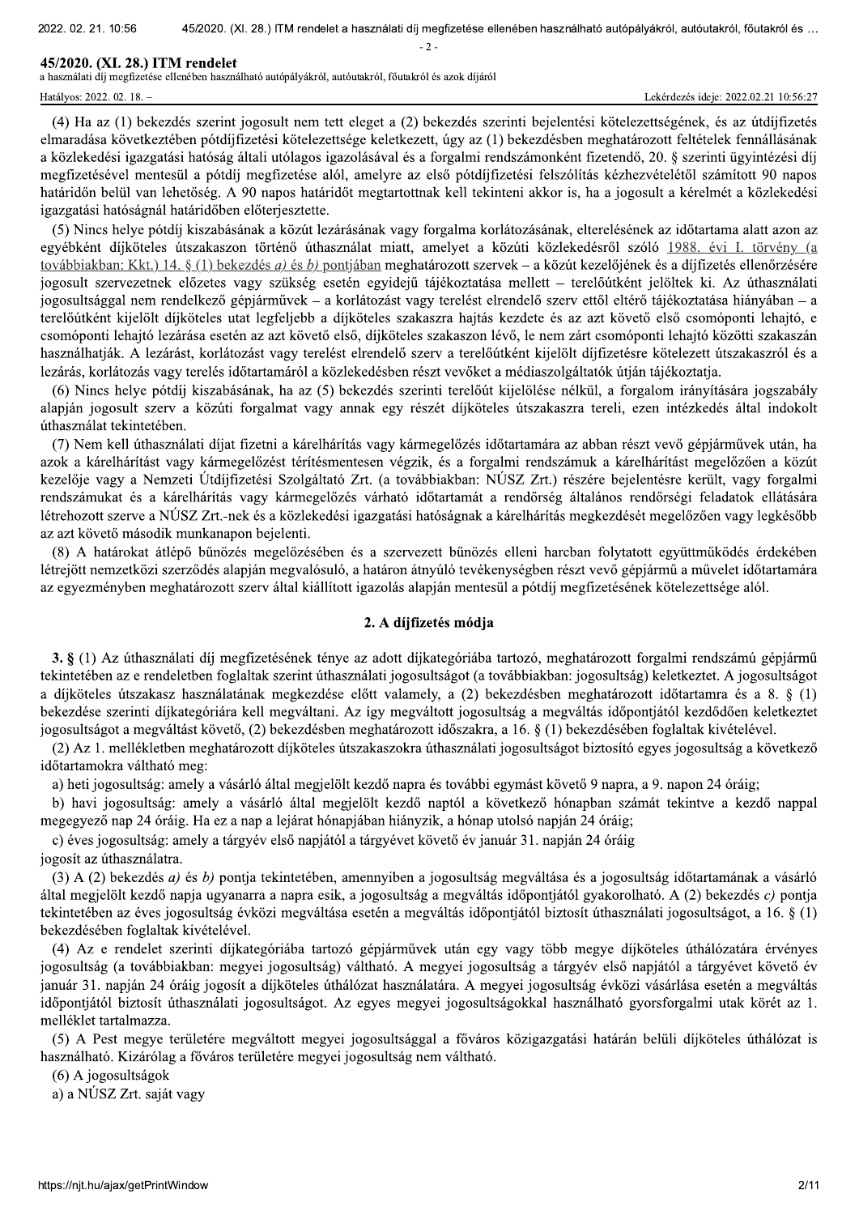(4) Ha az (1) bekezdés szerint jogosult nem tett eleget a (2) bekezdés szerinti bejelentési kötelezettségének, és az útdíjfizetés elmaradása következtében pótdíjfizetési kötelezettsége keletkezett, úgy az (1) bekezdésben meghatározott feltételek fennállásának a közlekedési igazgatási hatóság általi utólagos igazolásával és a forgalmi rendszámonként fizetendő, 20. § szerinti ügyintézési díj megfizetésével mentesül a pótdíj megfizetése alól, amelyre az első pótdíjfizetési felszólítás kézhezvételétől számított 90 napos határidőn belül van lehetőség. A 90 napos határidőt megtartottnak kell tekinteni akkor is, ha a jogosult a kérelmét a közlekedési igazgatási hatóságnál határidőben előterjesztette.

(5) Nincs helye pótdíj kiszabásának a közút lezárásának vagy forgalma korlátozásának, elterelésének az időtartama alatt azon az egyébként díjköteles útszakaszon történő úthasználat miatt, amelyet a közúti közlekedésről szóló 1988. évi I. törvény (a továbbiakban: Kkt.) 14. § (1) bekezdés *a)* és *b)* pontjában meghatározott szervek – a közút kezelőjének és a díjfizetés ellenőrzésére jogosult szervezetnek előzetes vagy szükség esetén egyidejű tájékoztatása mellett – terelőútként jelöltek ki. Az úthasználati jogosultsággal nem rendelkező gépjárművek – a korlátozást vagy terelést elrendelő szerv ettől eltérő tájékoztatása hiányában – a terelőútként kijelölt díjköteles utat legfeljebb a díjköteles szakaszra hajtás kezdete és az azt követő első csomóponti lehajtó, e csomóponti lehajtó lezárása esetén az azt követő első, díjköteles szakaszon lévő, le nem zárt csomóponti lehajtó közötti szakaszán használhatják. A lezárást, korlátozást vagy terelést elrendelő szerv a terelőútként kijelölt díjfizetésre kötelezett útszakaszról és a lezárás, korlátozás vagy terelés időtartamáról a közlekedésben részt vevőket a médiaszolgáltatók útján tájékoztatja.

(6) Nincs helye pótdíj kiszabásának, ha az (5) bekezdés szerinti terelőút kijelölése nélkül, a forgalom irányítására jogszabály alapján jogosult szerv a közúti forgalmat vagy annak egy részét díjköteles útszakaszra tereli, ezen intézkedés által indokolt úthasználat tekintetében.

(7) Nem kell úthasználati díjat fizetni a kárelhárítás vagy kármegelőzés időtartamára az abban részt vevő gépjárművek után, ha azok a kárelhárítást vagy kármegelőzést térítésmentesen végzik, és a forgalmi rendszámuk a kárelhárítást megelőzően a közút kezelője vagy a Nemzeti Útdíjfizetési Szolgáltató Zrt. (a továbbiakban: NÚSZ Zrt.) részére bejelentésre került, vagy forgalmi rendszámukat és a kárelhárítás vagy kármegelőzés várható időtartamát a rendőrség általános rendőrségi feladatok ellátására létrehozott szerve a NÚSZ Zrt.-nek és a közlekedési igazgatási hatóságnak a kárelhárítás megkezdését megelőzően vagy legkésőbb az azt követő második munkanapon bejelenti.

(8) A határokat átlépő bűnözés megelőzésében és a szervezett bűnözés elleni harcban folytatott együttműködés érdekében létrejött nemzetközi szerződés alapján megvalósuló, a határon átnyúló tevékenységben részt vevő gépjármű a művelet időtartamára az egyezményben meghatározott szerv által kiállított igazolás alapján mentesül a pótdíj megfizetésének kötelezettsége alól.

## 2. A díjfizetés módja

**3. §** (1) Az úthasználati díj megfizetésének ténye az adott díjkategóriába tartozó, meghatározott forgalmi rendszámú gépjármű tekintetében az e rendeletben foglaltak szerint úthasználati jogosultságot (a továbbiakban: jogosultság) keletkeztet. A jogosultságot a díjköteles útszakasz használatának megkezdése előtt valamely, a (2) bekezdésben meghatározott időtartamra és a 8. § (1) bekezdése szerinti díjkategóriára kell megváltani. Az így megváltott jogosultság a megváltás időpontjától kezdődően keletkeztet jogosultságot a megváltást követő, (2) bekezdésben meghatározott időszakra, a 16. § (1) bekezdésében foglaltak kivételével.

(2) Az 1. mellékletben meghatározott díjköteles útszakaszokra úthasználati jogosultságot biztosító egyes jogosultság a következő időtartamokra váltható meg:

a) heti jogosultság: amely a vásárló által megjelölt kezdő napra és további egymást követő 9 napra, a 9. napon 24 óráig;

b) havi jogosultság: amely a vásárló által megjelölt kezdő naptól a következő hónapban számát tekintve a kezdő nappal megegyező nap 24 óráig. Ha ez a nap a lejárat hónapjában hiányzik, a hónap utolsó napján 24 óráig;

c) éves jogosultság: amely a tárgyév első napjától a tárgyévet követő év január 31. napján 24 óráig

jogosít az úthasználatra.

(3) A (2) bekezdés *a)* és *b)* pontja tekintetében, amennyiben a jogosultság megváltása és a jogosultság időtartamának a vásárló által megjelölt kezdő napja ugyanarra a napra esik, a jogosultság a megváltás időpontjától gyakorolható. A (2) bekezdés *c)* pontja tekintetében az éves jogosultság évközi megváltása esetén a megváltás időpontjától biztosít úthasználati jogosultságot, a 16. § (1) bekezdésében foglaltak kivételével.

(4) Az e rendelet szerinti díjkategóriába tartozó gépjárművek után egy vagy több megye díjköteles úthálózatára érvényes jogosultság (a továbbiakban: megyei jogosultság) váltható. A megyei jogosultság a tárgyév első napjától a tárgyévet követő év január 31. napján 24 óráig jogosít a díjköteles úthálózat használatára. A megyei jogosultság évközi vásárlása esetén a megváltás időpontjától biztosít úthasználati jogosultságot. Az egyes megyei jogosultságokkal használható gyorsforgalmi utak körét az 1. melléklet tartalmazza.

(5) A Pest megye területére megváltott megyei jogosultsággal a főváros közigazgatási határán belüli díjköteles úthálózat is használható. Kizárólag a főváros területére megyei jogosultság nem váltható.

(6) A jogosultságok

a) a NÚSZ Zrt. saját vagy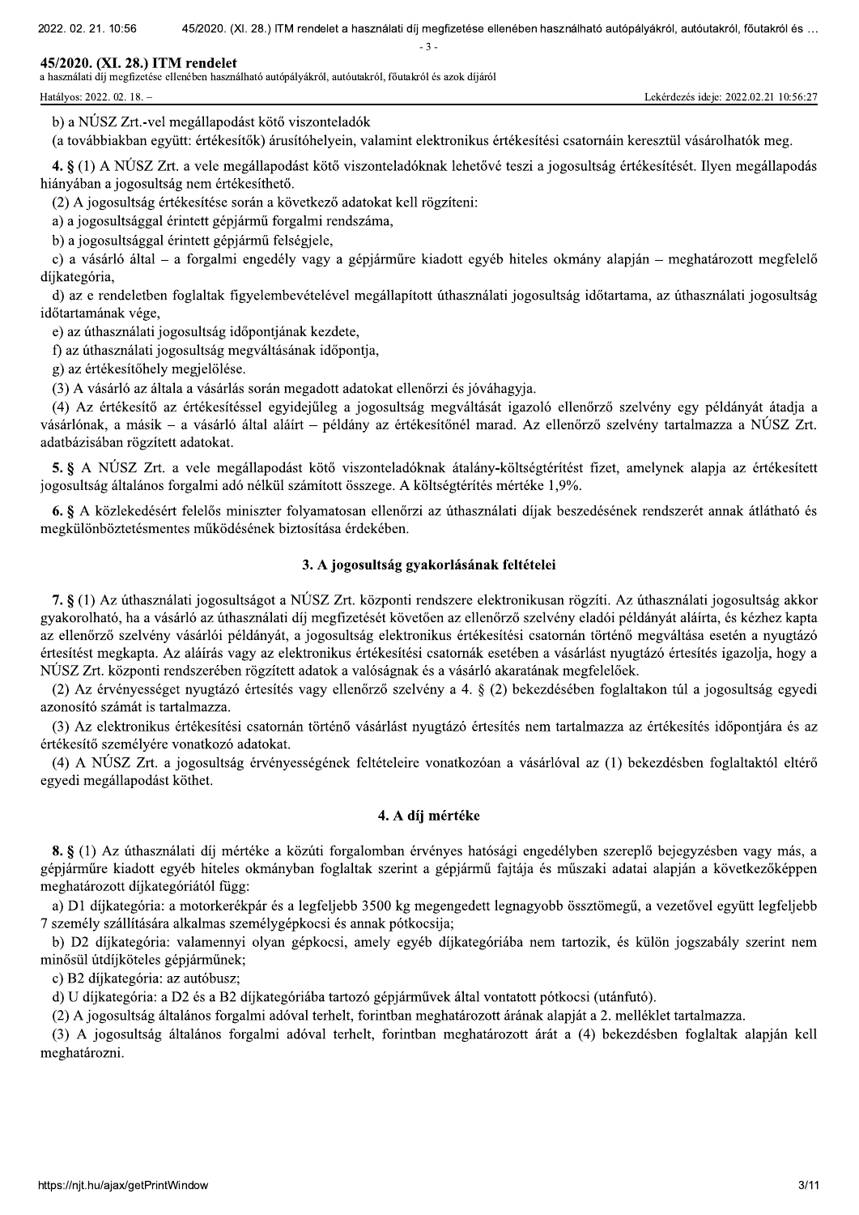b) a NÚSZ Zrt.-vel megállapodást kötő viszonteladók

(a továbbiakban együtt: értékesítők) árusítóhelyein, valamint elektronikus értékesítési csatornáin keresztül vásárolhatók meg.

**4. §** (1) A NÚSZ Zrt. a vele megállapodást kötő viszonteladóknak lehetővé teszi a jogosultság értékesítését. Ilyen megállapodás hiányában a jogosultság nem értékesíthető.

(2) A jogosultság értékesítése során a következő adatokat kell rögzíteni:

a) a jogosultsággal érintett gépjármű forgalmi rendszáma,

b) a jogosultsággal érintett gépjármű felségjele,

c) a vásárló által – a forgalmi engedély vagy a gépjárműre kiadott egyéb hiteles okmány alapján – meghatározott megfelelő díjkategória,

d) az e rendeletben foglaltak figyelembevételével megállapított úthasználati jogosultság időtartama, az úthasználati jogosultság időtartamának vége,

e) az úthasználati jogosultság időpontjának kezdete,

f) az úthasználati jogosultság megváltásának időpontja,

g) az értékesítőhely megjelölése.

(3) A vásárló az általa a vásárlás során megadott adatokat ellenőrzi és jóváhagyja.

(4) Az értékesítő az értékesítéssel egyidejűleg a jogosultság megváltását igazoló ellenőrző szelvény egy példányát átadja a vásárlónak, a másik – a vásárló által aláírt – példány az értékesítőnél marad. Az ellenőrző szelvény tartalmazza a NÚSZ Zrt. adatbázisában rögzített adatokat.

**5. §** A NÚSZ Zrt. a vele megállapodást kötő viszonteladóknak átalány-költségtérítést fizet, amelynek alapja az értékesített jogosultság általános forgalmi adó nélkül számított összege. A költségtérítés mértéke 1,9%.

**6. §** A közlekedésért felelős miniszter folyamatosan ellenőrzi az úthasználati díjak beszedésének rendszerét annak átlátható és megkülönböztetésmentes működésének biztosítása érdekében.

## 3. A jogosultság gyakorlásának feltételei

**7. §** (1) Az úthasználati jogosultságot a NÚSZ Zrt. központi rendszere elektronikusan rögzíti. Az úthasználati jogosultság akkor gyakorolható, ha a vásárló az úthasználati díj megfizetését követően az ellenőrző szelvény eladói példányát aláírta, és kézhez kapta az ellenőrző szelvény vásárlói példányát, a jogosultság elektronikus értékesítési csatornán történő megváltása esetén a nyugtázó értesítést megkapta. Az aláírás vagy az elektronikus értékesítési csatornák esetében a vásárlást nyugtázó értesítés igazolja, hogy a NÚSZ Zrt. központi rendszerében rögzített adatok a valóságnak és a vásárló akaratának megfelelőek.

(2) Az érvényességet nyugtázó értesítés vagy ellenőrző szelvény a 4. § (2) bekezdésében foglaltakon túl a jogosultság egyedi azonosító számát is tartalmazza.

(3) Az elektronikus értékesítési csatornán történő vásárlást nyugtázó értesítés nem tartalmazza az értékesítés időpontjára és az értékesítő személyére vonatkozó adatokat.

(4) A NÚSZ Zrt. a jogosultság érvényességének feltételeire vonatkozóan a vásárlóval az (1) bekezdésben foglaltaktól eltérő egyedi megállapodást köthet.

## 4. A díj mértéke

**8. §** (1) Az úthasználati díj mértéke a közúti forgalomban érvényes hatósági engedélyben szereplő bejegyzésben vagy más, a gépjárműre kiadott egyéb hiteles okmányban foglaltak szerint a gépjármű fajtája és műszaki adatai alapján a következőképpen meghatározott díjkategóriától függ:

a) D1 díjkategória: a motorkerékpár és a legfeljebb 3500 kg megengedett legnagyobb össztömegű, a vezetővel együtt legfeljebb 7 személy szállítására alkalmas személygépkocsi és annak pótkocsija;

b) D2 díjkategória: valamennyi olyan gépkocsi, amely egyéb díjkategóriába nem tartozik, és külön jogszabály szerint nem minősül útdíjköteles gépjárműnek;

c) B2 díjkategória: az autóbusz;

d) U díjkategória: a D2 és a B2 díjkategóriába tartozó gépjárművek által vontatott pótkocsi (utánfutó).

(2) A jogosultság általános forgalmi adóval terhelt, forintban meghatározott árának alapját a 2. melléklet tartalmazza.

(3) A jogosultság általános forgalmi adóval terhelt, forintban meghatározott árát a (4) bekezdésben foglaltak alapján kell meghatározni.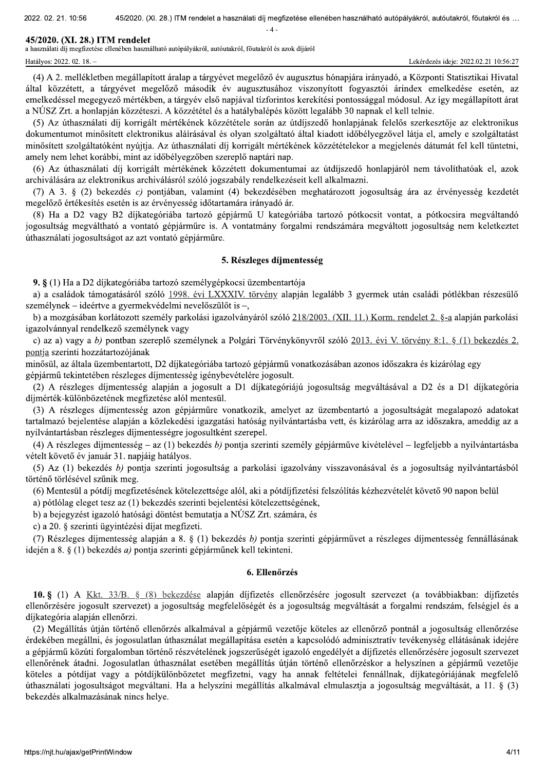(4) A 2. mellékletben megállapított áralap a tárgyévet megelőző év augusztus hónapjára irányadó, a Központi Statisztikai Hivatal által közzétett, a tárgyévet megelőző második év augusztusához viszonyított fogyasztói árindex emelkedése esetén, az emelkedéssel megegyező mértékben, a tárgyév első napjával tízforintos kerekítési pontossággal módosul. Az így megállapított árat a NÚSZ Zrt. a honlapján közzéteszi. A közzététel és a hatálybalépés között legalább 30 napnak el kell telnie.

(5) Az úthasználati díj korrigált mértékének közzététele során az útdíjszedő honlapjának felelős szerkesztője az elektronikus dokumentumot minősített elektronikus aláírásával és olyan szolgáltató által kiadott időbélyegzővel látja el, amely e szolgáltatást minősített szolgáltatóként nyújtja. Az úthasználati díj korrigált mértékének közzétételekor a megjelenés dátumát fel kell tüntetni, amely nem lehet korábbi, mint az időbélyegzőben szereplő naptári nap.

(6) Az úthasználati díj korrigált mértékének közzétett dokumentumai az útdíjszedő honlapjáról nem távolíthatóak el, azok archiválására az elektronikus archiválásról szóló jogszabály rendelkezéseit kell alkalmazni.

(7) A 3. § (2) bekezdés *c)* pontjában, valamint (4) bekezdésében meghatározott jogosultság ára az érvényesség kezdetét megelőző értékesítés esetén is az érvényesség időtartamára irányadó ár.

(8) Ha a D2 vagy B2 díjkategóriába tartozó gépjármű U kategóriába tartozó pótkocsit vontat, a pótkocsira megváltandó jogosultság megváltható a vontató gépjárműre is. A vontatmány forgalmi rendszámára megváltott jogosultság nem keletkeztet úthasználati jogosultságot az azt vontató gépjárműre.

## 5. Részleges díjmentesség

**9. §** (1) Ha a D2 díjkategóriába tartozó személygépkocsi üzembentartója

a) a családok támogatásáról szóló 1998. évi LXXXIV. törvény alapján legalább 3 gyermek után családi pótlékban részesülő személynek – ideértve a gyermekvédelmi nevelőszülőt is –,

b) a mozgásában korlátozott személy parkolási igazolványáról szóló 218/2003. (XII. 11.) Korm. rendelet 2. §-a alapján parkolási igazolvánnyal rendelkező személynek vagy

c) az a) vagy a *b)* pontban szereplő személynek a Polgári Törvénykönyvről szóló 2013. évi V. törvény 8:1. § (1) bekezdés 2. pontja szerinti hozzátartozójának

minősül, az általa üzembentartott, D2 díjkategóriába tartozó gépjármű vonatkozásában azonos időszakra és kizárólag egy gépjármű tekintetében részleges díjmentesség igénybevételére jogosult.

(2) A részleges díjmentesség alapján a jogosult a D1 díjkategóriájú jogosultság megváltásával a D2 és a D1 díjkategória díjmérték-különbözetének megfizetése alól mentesül.

(3) A részleges díjmentesség azon gépjárműre vonatkozik, amelyet az üzembentartó a jogosultságát megalapozó adatokat tartalmazó bejelentése alapján a közlekedési igazgatási hatóság nyilvántartásba vett, és kizárólag arra az időszakra, ameddig az a nyilvántartásban részleges díjmentességre jogosultként szerepel.

(4) A részleges díjmentesség – az (1) bekezdés *b)* pontja szerinti személy gépjárműve kivételével – legfeljebb a nyilvántartásba vételt követő év január 31. napjáig hatályos.

(5) Az (1) bekezdés *b)* pontja szerinti jogosultság a parkolási igazolvány visszavonásával és a jogosultság nyilvántartásból történő törlésével szűnik meg.

(6) Mentesül a pótdíj megfizetésének kötelezettsége alól, aki a pótdíjfizetési felszólítás kézhezvételét követő 90 napon belül

a) pótlólag eleget tesz az (1) bekezdés szerinti bejelentési kötelezettségének,

b) a bejegyzést igazoló hatósági döntést bemutatja a NÚSZ Zrt. számára, és

c) a 20. § szerinti ügyintézési díjat megfizeti.

(7) Részleges díjmentesség alapján a 8. § (1) bekezdés *b)* pontja szerinti gépjárművet a részleges díjmentesség fennállásának idején a 8. § (1) bekezdés *a)* pontja szerinti gépjárműnek kell tekinteni.

## 6. Ellenőrzés

**10. §** (1) A Kkt. 33/B. § (8) bekezdése alapján díjfizetés ellenőrzésére jogosult szervezet (a továbbiakban: díjfizetés ellenőrzésére jogosult szervezet) a jogosultság megfelelőségét és a jogosultság megváltását a forgalmi rendszám, felségjel és a díjkategória alapján ellenőrzi.

(2) Megállítás útján történő ellenőrzés alkalmával a gépjármű vezetője köteles az ellenőrző pontnál a jogosultság ellenőrzése érdekében megállni, és jogosulatlan úthasználat megállapítása esetén a kapcsolódó adminisztratív tevékenység ellátásának idejére a gépjármű közúti forgalomban történő részvételének jogszerűségét igazoló engedélyét a díjfizetés ellenőrzésére jogosult szervezet ellenőrének átadni. Jogosulatlan úthasználat esetében megállítás útján történő ellenőrzéskor a helyszínen a gépjármű vezetője köteles a pótdíjat vagy a pótdíjkülönbözetet megfizetni, vagy ha annak feltételei fennállnak, díjkategóriájának megfelelő úthasználati jogosultságot megváltani. Ha a helyszíni megállítás alkalmával elmulasztja a jogosultság megváltását, a 11. § (3) bekezdés alkalmazásának nincs helye.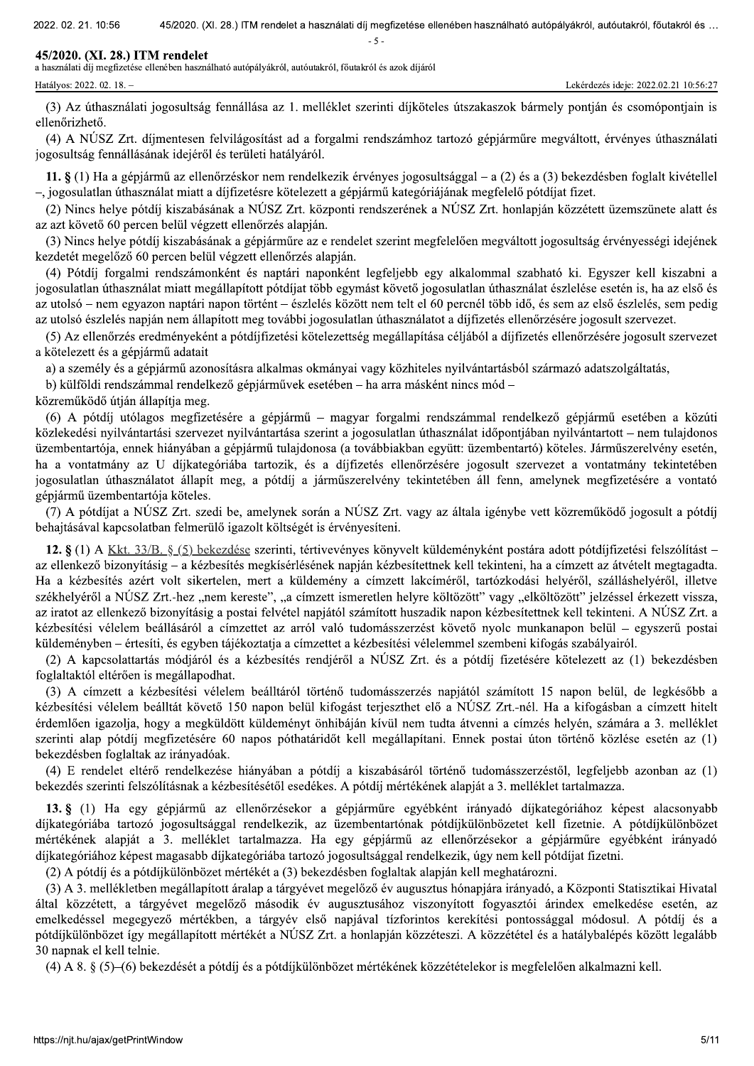(3) Az úthasználati jogosultság fennállása az 1. melléklet szerinti díjköteles útszakaszok bármely pontján és csomópontjain is ellenőrizhető.

(4) A NÚSZ Zrt. díjmentesen felvilágosítást ad a forgalmi rendszámhoz tartozó gépjárműre megváltott, érvényes úthasználati jogosultság fennállásának idejéről és területi hatályáról.

**11. §** (1) Ha a gépjármű az ellenőrzéskor nem rendelkezik érvényes jogosultsággal – a (2) és a (3) bekezdésben foglalt kivétellel –, jogosulatlan úthasználat miatt a díjfizetésre kötelezett a gépjármű kategóriájának megfelelő pótdíjat fizet.

(2) Nincs helye pótdíj kiszabásának a NÚSZ Zrt. központi rendszerének a NÚSZ Zrt. honlapján közzétett üzemszünete alatt és az azt követő 60 percen belül végzett ellenőrzés alapján.

(3) Nincs helye pótdíj kiszabásának a gépjárműre az e rendelet szerint megfelelően megváltott jogosultság érvényességi idejének kezdetét megelőző 60 percen belül végzett ellenőrzés alapján.

(4) Pótdíj forgalmi rendszámonként és naptári naponként legfeljebb egy alkalommal szabható ki. Egyszer kell kiszabni a jogosulatlan úthasználat miatt megállapított pótdíjat több egymást követő jogosulatlan úthasználat észlelése esetén is, ha az első és az utolsó – nem egyazon naptári napon történt – észlelés között nem telt el 60 percnél több idő, és sem az első észlelés, sem pedig az utolsó észlelés napján nem állapított meg további jogosulatlan úthasználatot a díjfizetés ellenőrzésére jogosult szervezet.

(5) Az ellenőrzés eredményeként a pótdíjfizetési kötelezettség megállapítása céljából a díjfizetés ellenőrzésére jogosult szervezet a kötelezett és a gépjármű adatait

a) a személy és a gépjármű azonosításra alkalmas okmányai vagy közhiteles nyilvántartásból származó adatszolgáltatás,

b) külföldi rendszámmal rendelkező gépjárművek esetében – ha arra másként nincs mód –

közreműködő útján állapítja meg.

(6) A pótdíj utólagos megfizetésére a gépjármű – magyar forgalmi rendszámmal rendelkező gépjármű esetében a közúti közlekedési nyilvántartási szervezet nyilvántartása szerint a jogosulatlan úthasználat időpontjában nyilvántartott – nem tulajdonos üzembentartója, ennek hiányában a gépjármű tulajdonosa (a továbbiakban együtt: üzembentartó) köteles. Járműszerelvény esetén, ha a vontatmány az U díjkategóriába tartozik, és a díjfizetés ellenőrzésére jogosult szervezet a vontatmány tekintetében jogosulatlan úthasználatot állapít meg, a pótdíj a járműszerelvény tekintetében áll fenn, amelynek megfizetésére a vontató gépjármű üzembentartója köteles.

(7) A pótdíjat a NÚSZ Zrt. szedi be, amelynek során a NÚSZ Zrt. vagy az általa igénybe vett közreműködő jogosult a pótdíj behajtásával kapcsolatban felmerülő igazolt költségét is érvényesíteni.

**12. §** (1) A Kkt. 33/B. § (5) bekezdése szerinti, tértivevényes könyvelt küldeményként postára adott pótdíjfizetési felszólítást – az ellenkező bizonyításig – a kézbesítés megkísérlésének napján kézbesítettnek kell tekinteni, ha a címzett az átvételt megtagadta. Ha a kézbesítés azért volt sikertelen, mert a küldemény a címzett lakcíméről, tartózkodási helyéről, szálláshelyéről, illetve székhelyéről a NÚSZ Zrt.-hez „nem kereste", „a címzett ismeretlen helyre költözött" vagy „elköltözött" jelzéssel érkezett vissza, az iratot az ellenkező bizonyításig a postai felvétel napjától számított huszadik napon kézbesítettnek kell tekinteni. A NÚSZ Zrt. a kézbesítési vélelem beállásáról a címzettet az arról való tudomásszerzést követő nyolc munkanapon belül – egyszerű postai küldeményben – értesíti, és egyben tájékoztatja a címzettet a kézbesítési vélelemmel szembeni kifogás szabályairól.

(2) A kapcsolattartás módjáról és a kézbesítés rendjéről a NÚSZ Zrt. és a pótdíj fizetésére kötelezett az (1) bekezdésben foglaltaktól eltérően is megállapodhat.

(3) A címzett a kézbesítési vélelem beálltáról történő tudomásszerzés napjától számított 15 napon belül, de legkésőbb a kézbesítési vélelem beálltát követő 150 napon belül kifogást terjeszthet elő a NÚSZ Zrt.-nél. Ha a kifogásban a címzett hitelt érdemlően igazolja, hogy a megküldött küldeményt önhibáján kívül nem tudta átvenni a címzés helyén, számára a 3. melléklet szerinti alap pótdíj megfizetésére 60 napos póthatáridőt kell megállapítani. Ennek postai úton történő közlése esetén az (1) bekezdésben foglaltak az irányadóak.

(4) E rendelet eltérő rendelkezése hiányában a pótdíj a kiszabásáról történő tudomásszerzéstől, legfeljebb azonban az (1) bekezdés szerinti felszólításnak a kézbesítésétől esedékes. A pótdíj mértékének alapját a 3. melléklet tartalmazza.

**13. §** (1) Ha egy gépjármű az ellenőrzésekor a gépjárműre egyébként irányadó díjkategóriához képest alacsonyabb díjkategóriába tartozó jogosultsággal rendelkezik, az üzembentartónak pótdíjkülönbözetet kell fizetnie. A pótdíjkülönbözet mértékének alapját a 3. melléklet tartalmazza. Ha egy gépjármű az ellenőrzésekor a gépjárműre egyébként irányadó díjkategóriához képest magasabb díjkategóriába tartozó jogosultsággal rendelkezik, úgy nem kell pótdíjat fizetni.

(2) A pótdíj és a pótdíjkülönbözet mértékét a (3) bekezdésben foglaltak alapján kell meghatározni.

(3) A 3. mellékletben megállapított áralap a tárgyévet megelőző év augusztus hónapjára irányadó, a Központi Statisztikai Hivatal által közzétett, a tárgyévet megelőző második év augusztusához viszonyított fogyasztói árindex emelkedése esetén, az emelkedéssel megegyező mértékben, a tárgyév első napjával tízforintos kerekítési pontossággal módosul. A pótdíj és a pótdíjkülönbözet így megállapított mértékét a NÚSZ Zrt. a honlapján közzéteszi. A közzététel és a hatálybalépés között legalább 30 napnak el kell telnie.

(4) A 8. § (5)–(6) bekezdését a pótdíj és a pótdíjkülönbözet mértékének közzétételekor is megfelelően alkalmazni kell.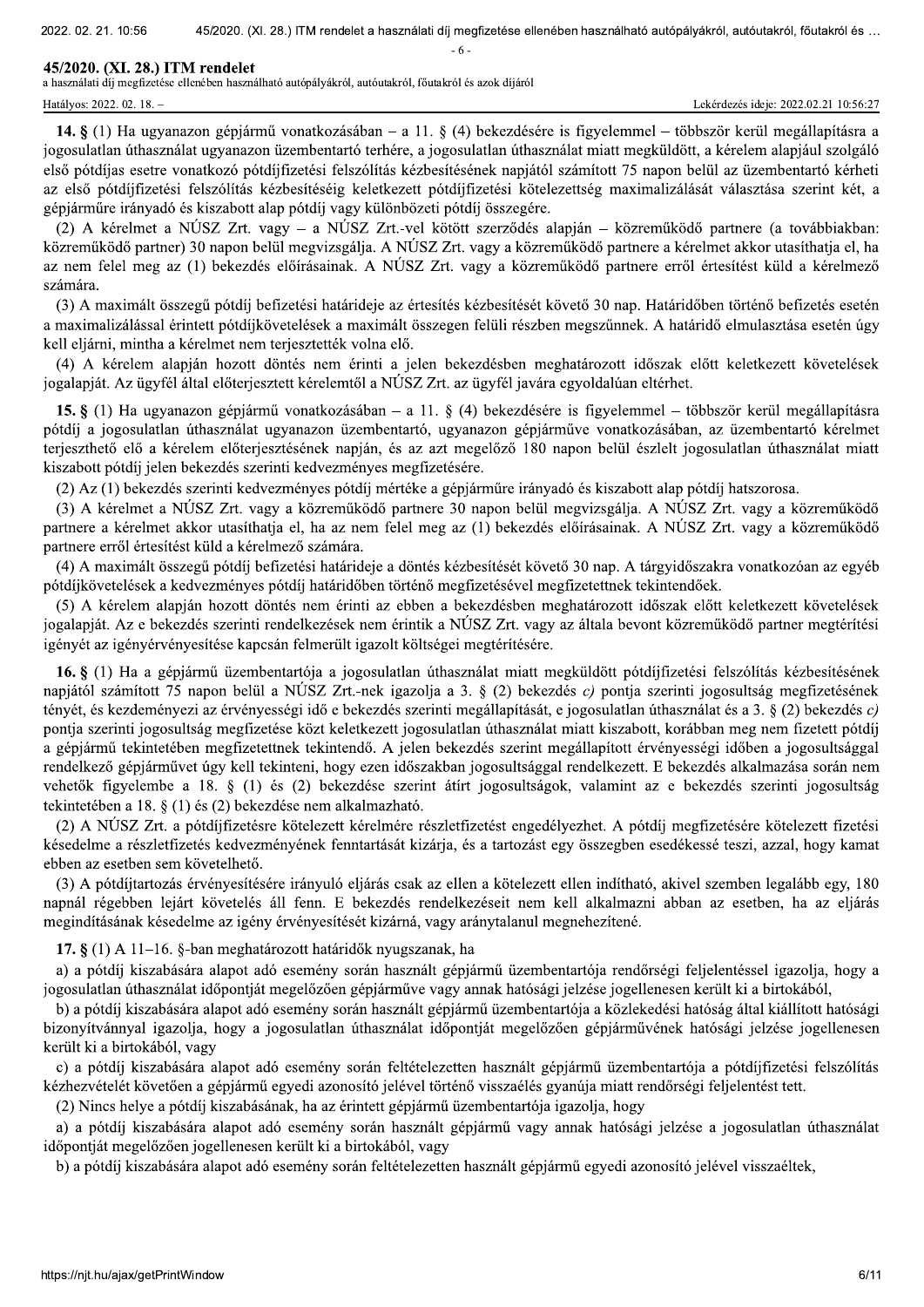**14. §** (1) Ha ugyanazon gépjármű vonatkozásában – a 11. § (4) bekezdésére is figyelemmel – többször kerül megállapításra a jogosulatlan úthasználat ugyanazon üzembentartó terhére, a jogosulatlan úthasználat miatt megküldött, a kérelem alapjául szolgáló első pótdíjas esetre vonatkozó pótdíjfizetési felszólítás kézbesítésének napjától számított 75 napon belül az üzembentartó kérheti az első pótdíjfizetési felszólítás kézbesítéséig keletkezett pótdíjfizetési kötelezettség maximalizálását választása szerint két, a gépjárműre irányadó és kiszabott alap pótdíj vagy különbözeti pótdíj összegére.

(2) A kérelmet a NÚSZ Zrt. vagy – a NÚSZ Zrt.-vel kötött szerződés alapján – közreműködő partnere (a továbbiakban: közreműködő partner) 30 napon belül megvizsgálja. A NÚSZ Zrt. vagy a közreműködő partnere a kérelmet akkor utasíthatja el, ha az nem felel meg az (1) bekezdés előírásainak. A NÚSZ Zrt. vagy a közreműködő partnere erről értesítést küld a kérelmező számára.

(3) A maximált összegű pótdíj befizetési határideje az értesítés kézbesítését követő 30 nap. Határidőben történő befizetés esetén a maximalizálással érintett pótdíjkövetelések a maximált összegen felüli részben megszűnnek. A határidő elmulasztása esetén úgy kell eljárni, mintha a kérelmet nem terjesztették volna elő.

(4) A kérelem alapján hozott döntés nem érinti a jelen bekezdésben meghatározott időszak előtt keletkezett követelések jogalapját. Az ügyfél által előterjesztett kérelemtől a NÚSZ Zrt. az ügyfél javára egyoldalúan eltérhet.

**15. §** (1) Ha ugyanazon gépjármű vonatkozásában – a 11. § (4) bekezdésére is figyelemmel – többször kerül megállapításra pótdíj a jogosulatlan úthasználat ugyanazon üzembentartó, ugyanazon gépjárműve vonatkozásában, az üzembentartó kérelmet terjeszthető elő a kérelem előterjesztésének napján, és az azt megelőző 180 napon belül észlelt jogosulatlan úthasználat miatt kiszabott pótdíj jelen bekezdés szerinti kedvezményes megfizetésére.

(2) Az (1) bekezdés szerinti kedvezményes pótdíj mértéke a gépjárműre irányadó és kiszabott alap pótdíj hatszorosa.

(3) A kérelmet a NÚSZ Zrt. vagy a közreműködő partnere 30 napon belül megvizsgálja. A NÚSZ Zrt. vagy a közreműködő partnere a kérelmet akkor utasíthatja el, ha az nem felel meg az (1) bekezdés előírásainak. A NÚSZ Zrt. vagy a közreműködő partnere erről értesítést küld a kérelmező számára.

(4) A maximált összegű pótdíj befizetési határideje a döntés kézbesítését követő 30 nap. A tárgyidőszakra vonatkozóan az egyéb pótdíjkövetelések a kedvezményes pótdíj határidőben történő megfizetésével megfizetettnek tekintendőek.

(5) A kérelem alapján hozott döntés nem érinti az ebben a bekezdésben meghatározott időszak előtt keletkezett követelések jogalapját. Az e bekezdés szerinti rendelkezések nem érintik a NÚSZ Zrt. vagy az általa bevont közreműködő partner megtérítési igényét az igényérvényesítése kapcsán felmerült igazolt költségei megtérítésére.

**16. §** (1) Ha a gépjármű üzembentartója a jogosulatlan úthasználat miatt megküldött pótdíjfizetési felszólítás kézbesítésének napjától számított 75 napon belül a NÚSZ Zrt.-nek igazolja a 3. § (2) bekezdés *c)* pontja szerinti jogosultság megfizetésének tényét, és kezdeményezi az érvényességi idő e bekezdés szerinti megállapítását, e jogosulatlan úthasználat és a 3. § (2) bekezdés *c)* pontja szerinti jogosultság megfizetése közt keletkezett jogosulatlan úthasználat miatt kiszabott, korábban meg nem fizetett pótdíj a gépjármű tekintetében megfizetettnek tekintendő. A jelen bekezdés szerint megállapított érvényességi időben a jogosultsággal rendelkező gépjárművet úgy kell tekinteni, hogy ezen időszakban jogosultsággal rendelkezett. E bekezdés alkalmazása során nem vehetők figyelembe a 18. § (1) és (2) bekezdése szerint átírt jogosultságok, valamint az e bekezdés szerinti jogosultság tekintetében a 18. § (1) és (2) bekezdése nem alkalmazható.

(2) A NÚSZ Zrt. a pótdíjfizetésre kötelezett kérelmére részletfizetést engedélyezhet. A pótdíj megfizetésére kötelezett fizetési késedelme a részletfizetés kedvezményének fenntartását kizárja, és a tartozást egy összegben esedékessé teszi, azzal, hogy kamat ebben az esetben sem követelhető.

(3) A pótdíjtartozás érvényesítésére irányuló eljárás csak az ellen a kötelezett ellen indítható, akivel szemben legalább egy, 180 napnál régebben lejárt követelés áll fenn. E bekezdés rendelkezéseit nem kell alkalmazni abban az esetben, ha az eljárás megindításának késedelme az igény érvényesítését kizárná, vagy aránytalanul megnehezítené.

**17. §** (1) A 11–16. §-ban meghatározott határidők nyugszanak, ha

a) a pótdíj kiszabására alapot adó esemény során használt gépjármű üzembentartója rendőrségi feljelentéssel igazolja, hogy a jogosulatlan úthasználat időpontját megelőzően gépjárműve vagy annak hatósági jelzése jogellenesen került ki a birtokából,

b) a pótdíj kiszabására alapot adó esemény során használt gépjármű üzembentartója a közlekedési hatóság által kiállított hatósági bizonyítvánnyal igazolja, hogy a jogosulatlan úthasználat időpontját megelőzően gépjárművének hatósági jelzése jogellenesen került ki a birtokából, vagy

c) a pótdíj kiszabására alapot adó esemény során feltételezetten használt gépjármű üzembentartója a pótdíjfizetési felszólítás kézhezvételét követően a gépjármű egyedi azonosító jelével történő visszaélés gyanúja miatt rendőrségi feljelentést tett.

(2) Nincs helye a pótdíj kiszabásának, ha az érintett gépjármű üzembentartója igazolja, hogy

a) a pótdíj kiszabására alapot adó esemény során használt gépjármű vagy annak hatósági jelzése a jogosulatlan úthasználat időpontját megelőzően jogellenesen került ki a birtokából, vagy

b) a pótdíj kiszabására alapot adó esemény során feltételezetten használt gépjármű egyedi azonosító jelével visszaéltek,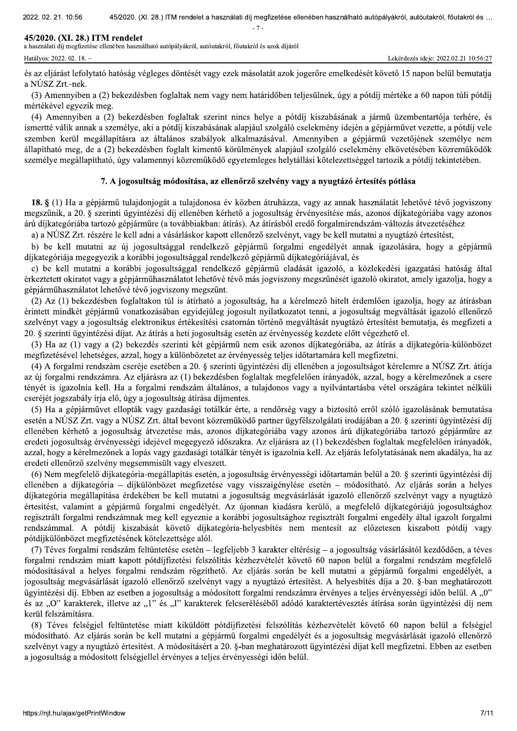és az eljárást lefolytató hatóság végleges döntését vagy ezek másolatát azok jogerőre emelkedését követő 15 napon belül bemutatja a NÚSZ Zrt.-nek.

(3) Amennyiben a (2) bekezdésben foglaltak nem vagy nem határidőben teljesülnek, úgy a pótdíj mértéke a 60 napon túli pótdíj mértékével egyezik meg.

(4) Amennyiben a (2) bekezdésben foglaltak szerint nincs helye a pótdíj kiszabásának a jármű üzembentartója terhére, és ismertté válik annak a személye, aki a pótdíj kiszabásának alapjául szolgáló cselekmény idején a gépjárművet vezette, a pótdíj vele szemben kerül megállapításra az általános szabályok alkalmazásával. Amennyiben a gépjármű vezetőjének személye nem állapítható meg, de a (2) bekezdésben foglalt kimentő körülmények alapjául szolgáló cselekmény elkövetésében közreműködők személye megállapítható, úgy valamennyi közreműködő egyetemleges helytállási kötelezettséggel tartozik a pótdíj tekintetében.

### 7. A jogosultság módosítása, az ellenőrző szelvény vagy a nyugtázó értesítés pótlása

**18. §** (1) Ha a gépjármű tulajdonjogát a tulajdonosa év közben átruházza, vagy az annak használatát lehetővé tévő jogviszony megszűnik, a 20. § szerinti ügyintézési díj ellenében kérhető a jogosultság érvényesítése más, azonos díjkategóriába vagy azonos árú díjkategóriába tartozó gépjárműre (a továbbiakban: átírás). Az átírásból eredő forgalmirendszám-változás átvezetéséhez

a) a NÚSZ Zrt. részére le kell adni a vásárláskor kapott ellenőrző szelvényt, vagy be kell mutatni a nyugtázó értesítést,

b) be kell mutatni az új jogosultsággal rendelkező gépjármű forgalmi engedélyét annak igazolására, hogy a gépjármű díjkategóriája megegyezik a korábbi jogosultsággal rendelkező gépjármű díjkategóriájával, és

c) be kell mutatni a korábbi jogosultsággal rendelkező gépjármű eladását igazoló, a közlekedési igazgatási hatóság által érkeztetett okiratot vagy a gépjárműhasználatot lehetővé tévő más jogviszony megszűnését igazoló okiratot, amely igazolja, hogy a gépjárműhasználatot lehetővé tévő jogviszony megszűnt.

(2) Az (1) bekezdésben foglaltakon túl is átírható a jogosultság, ha a kérelmező hitelt érdemlően igazolja, hogy az átírásban érintett mindkét gépjármű vonatkozásában egyidejűleg jogosult nyilatkozatot tenni, a jogosultság megváltását igazoló ellenőrző szelvényt vagy a jogosultság elektronikus értékesítési csatornán történő megváltását nyugtázó értesítést bemutatja, és megfizeti a 20. § szerinti ügyintézési díjat. Az átírás a heti jogosultság esetén az érvényesség kezdete előtt végezhető el.

(3) Ha az (1) vagy a (2) bekezdés szerinti két gépjármű nem esik azonos díjkategóriába, az átírás a díjkategória-különbözet megfizetésével lehetséges, azzal, hogy a különbözetet az érvényesség teljes időtartamára kell megfizetni.

(4) A forgalmi rendszám cseréje esetében a 20. § szerinti ügyintézési díj ellenében a jogosultságot kérelemre a NÚSZ Zrt. átírja az új forgalmi rendszámra. Az eljárásra az (1) bekezdésben foglaltak megfelelően irányadók, azzal, hogy a kérelmezőnek a csere tényét is igazolnia kell. Ha a forgalmi rendszám általános, a tulajdonos vagy a nyilvántartásba vétel országára tekintet nélküli cseréjét jogszabály írja elő, úgy a jogosultság átírása díjmentes.

(5) Ha a gépjárművet ellopták vagy gazdasági totálkár érte, a rendőrség vagy a biztosító erről szóló igazolásának bemutatása esetén a NÚSZ Zrt. vagy a NÚSZ Zrt. által bevont közreműködő partner ügyfélszolgálati irodájában a 20. § szerinti ügyintézési díj ellenében kérhető a jogosultság átvezetése más, azonos díjkategóriába vagy azonos árú díjkategóriába tartozó gépjárműre az eredeti jogosultság érvényességi idejével megegyező időszakra. Az eljárásra az (1) bekezdésben foglaltak megfelelően irányadók, azzal, hogy a kérelmezőnek a lopás vagy gazdasági totálkár tényét is igazolnia kell. Az eljárás lefolytatásának nem akadálya, ha az eredeti ellenőrző szelvény megsemmisült vagy elveszett.

(6) Nem megfelelő díjkategória-megállapítás esetén, a jogosultság érvényességi időtartamán belül a 20. § szerinti ügyintézési díj ellenében a díjkategória – díjkülönbözet megfizetése vagy visszaigénylése esetén – módosítható. Az eljárás során a helyes díjkategória megállapítása érdekében be kell mutatni a jogosultság megvásárlását igazoló ellenőrző szelvényt vagy a nyugtázó értesítést, valamint a gépjármű forgalmi engedélyét. Az újonnan kiadásra kerülő, a megfelelő díjkategóriájú jogosultsághoz regisztrált forgalmi rendszámnak meg kell egyeznie a korábbi jogosultsághoz regisztrált forgalmi engedély által igazolt forgalmi rendszámmal. A pótdíj kiszabását követő díjkategória-helyesbítés nem mentesít az előzetesen kiszabott pótdíj vagy pótdíjkülönbözet megfizetésének kötelezettsége alól.

(7) Téves forgalmi rendszám feltüntetése esetén – legfeljebb 3 karakter eltérésig – a jogosultság vásárlásától kezdődően, a téves forgalmi rendszám miatt kapott pótdíjfizetési felszólítás kézhezvételét követő 60 napon belül a forgalmi rendszám megfelelő módosításával a helyes forgalmi rendszám rögzíthető. Az eljárás során be kell mutatni a gépjármű forgalmi engedélyét, a jogosultság megvásárlását igazoló ellenőrző szelvényt vagy a nyugtázó értesítést. A helyesbítés díja a 20. §-ban meghatározott ügyintézési díj. Ebben az esetben a jogosultság a módosított forgalmi rendszámra érvényes a teljes érvényességi időn belül. A „0" és az „O" karakterek, illetve az „1" és „I" karakterek felcseréléséből adódó karaktertévesztés átírása során ügyintézési díj nem kerül felszámításra.

(8) Téves felségjel feltüntetése miatt kiküldött pótdíjfizetési felszólítás kézhezvételét követő 60 napon belül a felségjel módosítható. Az eljárás során be kell mutatni a gépjármű forgalmi engedélyét és a jogosultság megvásárlását igazoló ellenőrző szelvényt vagy a nyugtázó értesítést. A módosításért a 20. §-ban meghatározott ügyintézési díjat kell megfizetni. Ebben az esetben a jogosultság a módosított felségjellel érvényes a teljes érvényességi időn belül.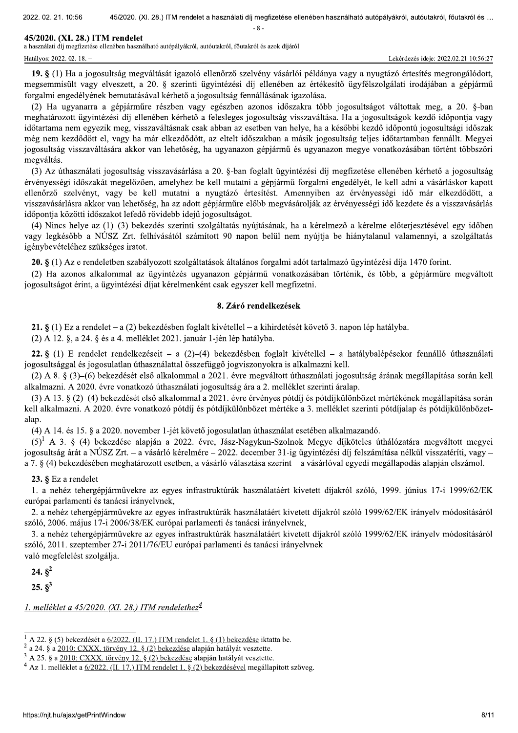**19. §** (1) Ha a jogosultság megváltását igazoló ellenőrző szelvény vásárlói példánya vagy a nyugtázó értesítés megrongálódott, megsemmisült vagy elveszett, a 20. § szerinti ügyintézési díj ellenében az értékesítő ügyfélszolgálati irodájában a gépjármű forgalmi engedélyének bemutatásával kérhető a jogosultság fennállásának igazolása.

(2) Ha ugyanarra a gépjárműre részben vagy egészben azonos időszakra több jogosultságot váltottak meg, a 20. §-ban meghatározott ügyintézési díj ellenében kérhető a felesleges jogosultság visszaváltása. Ha a jogosultságok kezdő időpontja vagy időtartama nem egyezik meg, visszaváltásnak csak abban az esetben van helye, ha a későbbi kezdő időpontú jogosultsági időszak még nem kezdődött el, vagy ha már elkezdődött, az eltelt időszakban a másik jogosultság teljes időtartamban fennállt. Megyei jogosultság visszaváltására akkor van lehetőség, ha ugyanazon gépjármű és ugyanazon megye vonatkozásában történt többszöri megváltás.

(3) Az úthasználati jogosultság visszavásárlása a 20. §-ban foglalt ügyintézési díj megfizetése ellenében kérhető a jogosultság érvényességi időszakát megelőzően, amelyhez be kell mutatni a gépjármű forgalmi engedélyét, le kell adni a vásárláskor kapott ellenőrző szelvényt, vagy be kell mutatni a nyugtázó értesítést. Amennyiben az érvényességi idő már elkezdődött, a visszavásárlásra akkor van lehetőség, ha az adott gépjárműre előbb megvásárolják az érvényességi idő kezdete és a visszavásárlás időpontja közötti időszakot lefedő rövidebb idejű jogosultságot.

(4) Nincs helye az (1)–(3) bekezdés szerinti szolgáltatás nyújtásának, ha a kérelmező a kérelme előterjesztésével egy időben vagy legkésőbb a NÚSZ Zrt. felhívásától számított 90 napon belül nem nyújtja be hiánytalanul valamennyi, a szolgáltatás igénybevételéhez szükséges iratot.

**20. §** (1) Az e rendeletben szabályozott szolgáltatások általános forgalmi adót tartalmazó ügyintézési díja 1470 forint.

(2) Ha azonos alkalommal az ügyintézés ugyanazon gépjármű vonatkozásában történik, és több, a gépjárműre megváltott jogosultságot érint, az ügyintézési díjat kérelmenként csak egyszer kell megfizetni.

## 8. Záró rendelkezések

**21. §** (1) Ez a rendelet – a (2) bekezdésben foglalt kivétellel – a kihirdetését követő 3. napon lép hatályba.

(2) A 12. §, a 24. § és a 4. melléklet 2021. január 1-jén lép hatályba.

**22. §** (1) E rendelet rendelkezéseit – a (2)–(4) bekezdésben foglalt kivétellel – a hatálybalépésekor fennálló úthasználati jogosultsággal és jogosulatlan úthasználattal összefüggő jogviszonyokra is alkalmazni kell.

(2) A 8. § (3)–(6) bekezdését első alkalommal a 2021. évre megváltott úthasználati jogosultság árának megállapítása során kell alkalmazni. A 2020. évre vonatkozó úthasználati jogosultság ára a 2. melléklet szerinti áralap.

(3) A 13. § (2)–(4) bekezdését első alkalommal a 2021. évre érvényes pótdíj és pótdíjkülönbözet mértékének megállapítása során kell alkalmazni. A 2020. évre vonatkozó pótdíj és pótdíjkülönbözet mértéke a 3. melléklet szerinti pótdíjalap és pótdíjkülönbözet-alap.

(4) A 14. és 15. § a 2020. november 1-jét követő jogosulatlan úthasználat esetében alkalmazandó.

(5)[1] A 3. § (4) bekezdése alapján a 2022. évre, Jász-Nagykun-Szolnok Megye díjköteles úthálózatára megváltott megyei jogosultság árát a NÚSZ Zrt. – a vásárló kérelmére – 2022. december 31-ig ügyintézési díj felszámítása nélkül visszatéríti, vagy – a 7. § (4) bekezdésében meghatározott esetben, a vásárló választása szerint – a vásárlóval egyedi megállapodás alapján elszámol.

**23. §** Ez a rendelet

1. a nehéz tehergépjárművekre az egyes infrastruktúrák használatáért kivetett díjakról szóló, 1999. június 17-i 1999/62/EK európai parlamenti és tanácsi irányelvnek,
2. a nehéz tehergépjárművekre az egyes infrastruktúrák használatáért kivetett díjakról szóló 1999/62/EK irányelv módosításáról szóló, 2006. május 17-i 2006/38/EK európai parlamenti és tanácsi irányelvnek,
3. a nehéz tehergépjárművekre az egyes infrastruktúrák használatáért kivetett díjakról szóló 1999/62/EK irányelv módosításáról szóló, 2011. szeptember 27-i 2011/76/EU európai parlamenti és tanácsi irányelvnek

való megfelelést szolgálja.

**24. §**[2]

**25. §**[3]

*1. melléklet a 45/2020. (XI. 28.) ITM rendelethez*[4]

---

[1] A 22. § (5) bekezdését a 6/2022. (II. 17.) ITM rendelet 1. § (1) bekezdése iktatta be.

[2] a 24. § a 2010: CXXX. törvény 12. § (2) bekezdése alapján hatályát vesztette.

[3] A 25. § a 2010: CXXX. törvény 12. § (2) bekezdése alapján hatályát vesztette.

[4] Az 1. melléklet a 6/2022. (II. 17.) ITM rendelet 1. § (2) bekezdésével megállapított szöveg.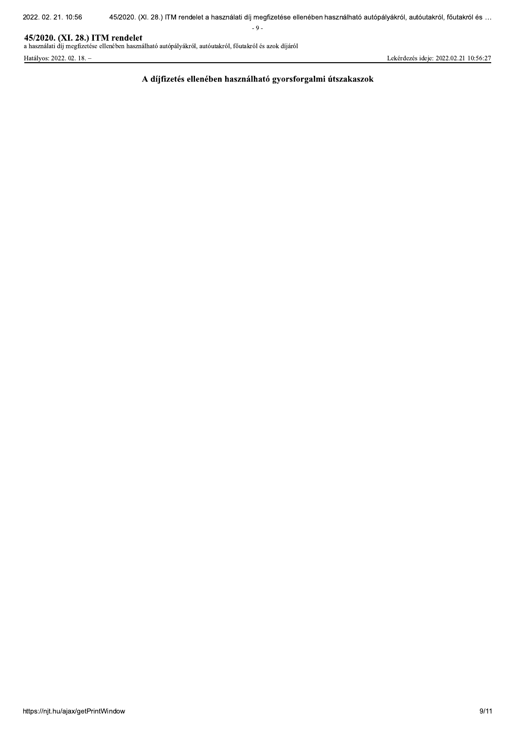## A díjfizetés ellenében használható gyorsforgalmi útszakaszok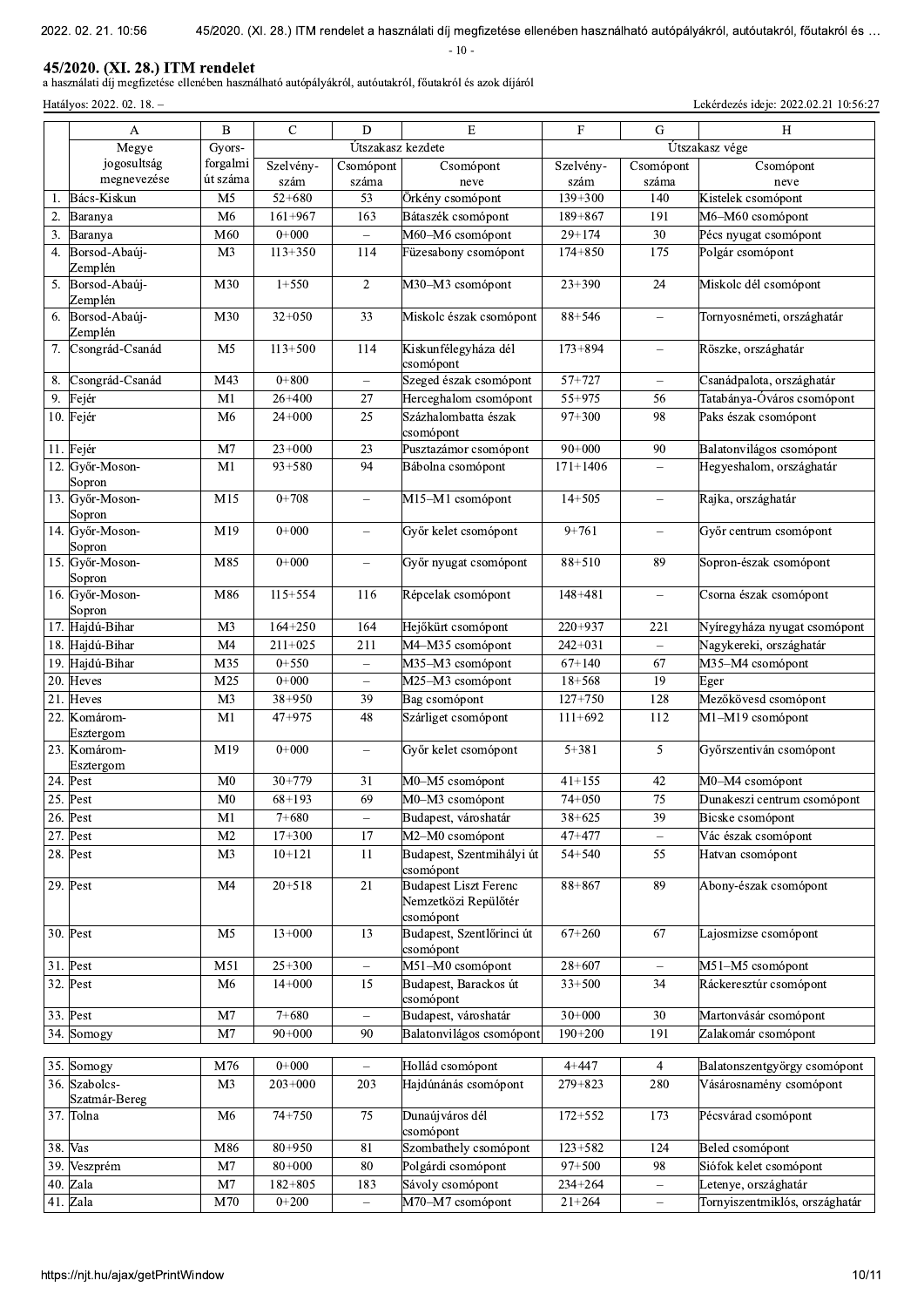**45/2020. (XI. 28.) ITM rendelet**

a használati díj megfizetése ellenében használható autópályákról, autóutakról, főutakról és azok díjáról

Hatályos: 2022. 02. 18. –

| | A | B | C | D | E | F | G | H |
|---|---|---|---|---|---|---|---|---|
| | Megye jogosultság megnevezése | Gyorsforgalmi út száma | Útszakasz kezdete | | | Útszakasz vége | | |
| | | | Szelvényszám | Csomópont száma | Csomópont neve | Szelvényszám | Csomópont száma | Csomópont neve |
| 1. | Bács-Kiskun | M5 | 52+680 | 53 | Örkény csomópont | 139+300 | 140 | Kistelek csomópont |
| 2. | Baranya | M6 | 161+967 | 163 | Bátaszék csomópont | 189+867 | 191 | M6–M60 csomópont |
| 3. | Baranya | M60 | 0+000 | – | M60–M6 csomópont | 29+174 | 30 | Pécs nyugat csomópont |
| 4. | Borsod-Abaúj-Zemplén | M3 | 113+350 | 114 | Füzesabony csomópont | 174+850 | 175 | Polgár csomópont |
| 5. | Borsod-Abaúj-Zemplén | M30 | 1+550 | 2 | M30–M3 csomópont | 23+390 | 24 | Miskolc dél csomópont |
| 6. | Borsod-Abaúj-Zemplén | M30 | 32+050 | 33 | Miskolc észak csomópont | 88+546 | – | Tornyosnémeti, országhatár |
| 7. | Csongrád-Csanád | M5 | 113+500 | 114 | Kiskunfélegyháza dél csomópont | 173+894 | – | Röszke, országhatár |
| 8. | Csongrád-Csanád | M43 | 0+800 | – | Szeged észak csomópont | 57+727 | – | Csanádpalota, országhatár |
| 9. | Fejér | M1 | 26+400 | 27 | Herceghalom csomópont | 55+975 | 56 | Tatabánya-Óváros csomópont |
| 10. | Fejér | M6 | 24+000 | 25 | Százhalombatta észak csomópont | 97+300 | 98 | Paks észak csomópont |
| 11. | Fejér | M7 | 23+000 | 23 | Pusztazámor csomópont | 90+000 | 90 | Balatonvilágos csomópont |
| 12. | Győr-Moson-Sopron | M1 | 93+580 | 94 | Bábolna csomópont | 171+1406 | – | Hegyeshalom, országhatár |
| 13. | Győr-Moson-Sopron | M15 | 0+708 | – | M15–M1 csomópont | 14+505 | – | Rajka, országhatár |
| 14. | Győr-Moson-Sopron | M19 | 0+000 | – | Győr kelet csomópont | 9+761 | – | Győr centrum csomópont |
| 15. | Győr-Moson-Sopron | M85 | 0+000 | – | Győr nyugat csomópont | 88+510 | 89 | Sopron-észak csomópont |
| 16. | Győr-Moson-Sopron | M86 | 115+554 | 116 | Répcelak csomópont | 148+481 | – | Csorna észak csomópont |
| 17. | Hajdú-Bihar | M3 | 164+250 | 164 | Hejőkürt csomópont | 220+937 | 221 | Nyíregyháza nyugat csomópont |
| 18. | Hajdú-Bihar | M4 | 211+025 | 211 | M4–M35 csomópont | 242+031 | – | Nagykereki, országhatár |
| 19. | Hajdú-Bihar | M35 | 0+550 | – | M35–M3 csomópont | 67+140 | 67 | M35–M4 csomópont |
| 20. | Heves | M25 | 0+000 | – | M25–M3 csomópont | 18+568 | 19 | Eger |
| 21. | Heves | M3 | 38+950 | 39 | Bag csomópont | 127+750 | 128 | Mezőkövesd csomópont |
| 22. | Komárom-Esztergom | M1 | 47+975 | 48 | Szárliget csomópont | 111+692 | 112 | M1–M19 csomópont |
| 23. | Komárom-Esztergom | M19 | 0+000 | – | Győr kelet csomópont | 5+381 | 5 | Győrszentiván csomópont |
| 24. | Pest | M0 | 30+779 | 31 | M0–M5 csomópont | 41+155 | 42 | M0–M4 csomópont |
| 25. | Pest | M0 | 68+193 | 69 | M0–M3 csomópont | 74+050 | 75 | Dunakeszi centrum csomópont |
| 26. | Pest | M1 | 7+680 | – | Budapest, városhatár | 38+625 | 39 | Bicske csomópont |
| 27. | Pest | M2 | 17+300 | 17 | M2–M0 csomópont | 47+477 | – | Vác észak csomópont |
| 28. | Pest | M3 | 10+121 | 11 | Budapest, Szentmihályi út csomópont | 54+540 | 55 | Hatvan csomópont |
| 29. | Pest | M4 | 20+518 | 21 | Budapest Liszt Ferenc Nemzetközi Repülőtér csomópont | 88+867 | 89 | Abony-észak csomópont |
| 30. | Pest | M5 | 13+000 | 13 | Budapest, Szentlőrinci út csomópont | 67+260 | 67 | Lajosmizse csomópont |
| 31. | Pest | M51 | 25+300 | – | M51–M0 csomópont | 28+607 | – | M51–M5 csomópont |
| 32. | Pest | M6 | 14+000 | 15 | Budapest, Barackos út csomópont | 33+500 | 34 | Ráckeresztúr csomópont |
| 33. | Pest | M7 | 7+680 | – | Budapest, városhatár | 30+000 | 30 | Martonvásár csomópont |
| 34. | Somogy | M7 | 90+000 | 90 | Balatonvilágos csomópont | 190+200 | 191 | Zalakomár csomópont |
| 35. | Somogy | M76 | 0+000 | – | Hollád csomópont | 4+447 | 4 | Balatonszentgyörgy csomópont |
| 36. | Szabolcs-Szatmár-Bereg | M3 | 203+000 | 203 | Hajdúnánás csomópont | 279+823 | 280 | Vásárosnamény csomópont |
| 37. | Tolna | M6 | 74+750 | 75 | Dunaújváros dél csomópont | 172+552 | 173 | Pécsvárad csomópont |
| 38. | Vas | M86 | 80+950 | 81 | Szombathely csomópont | 123+582 | 124 | Beled csomópont |
| 39. | Veszprém | M7 | 80+000 | 80 | Polgárdi csomópont | 97+500 | 98 | Siófok kelet csomópont |
| 40. | Zala | M7 | 182+805 | 183 | Sávoly csomópont | 234+264 | – | Letenye, országhatár |
| 41. | Zala | M70 | 0+200 | – | M70–M7 csomópont | 21+264 | – | Tornyiszentmiklós, országhatár |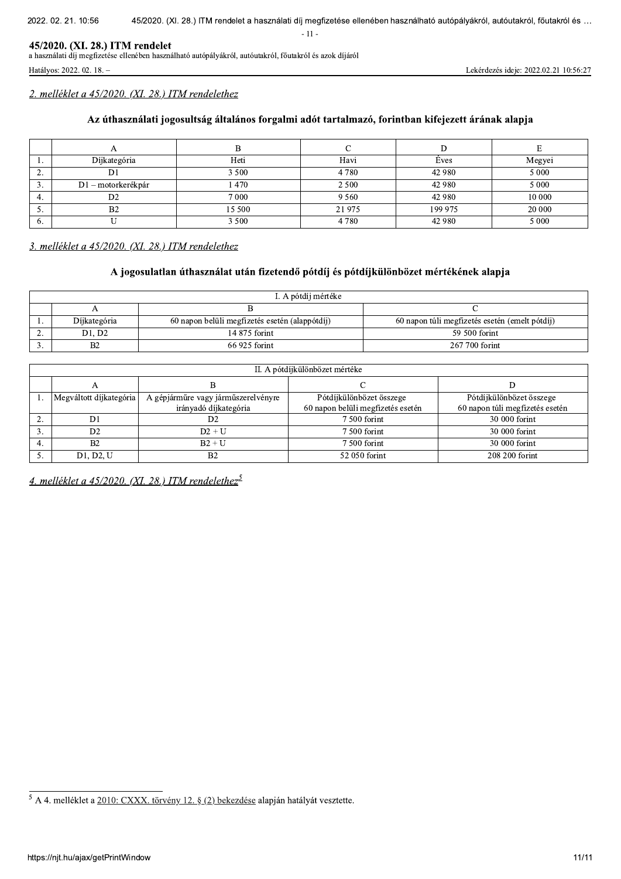2. melléklet a 45/2020. (XI. 28.) ITM rendelethez

## Az úthasználati jogosultság általános forgalmi adót tartalmazó, forintban kifejezett árának alapja

| | A | B | C | D | E |
|---|---|---|---|---|---|
| 1. | Díjkategória | Heti | Havi | Éves | Megyei |
| 2. | D1 | 3 500 | 4 780 | 42 980 | 5 000 |
| 3. | D1 – motorkerékpár | 1 470 | 2 500 | 42 980 | 5 000 |
| 4. | D2 | 7 000 | 9 560 | 42 980 | 10 000 |
| 5. | B2 | 15 500 | 21 975 | 199 975 | 20 000 |
| 6. | U | 3 500 | 4 780 | 42 980 | 5 000 |

3. melléklet a 45/2020. (XI. 28.) ITM rendelethez

## A jogosulatlan úthasználat után fizetendő pótdíj és pótdíjkülönbözet mértékének alapja

| I. A pótdíj mértéke | | | |
|---|---|---|---|
| | A | B | C |
| 1. | Díjkategória | 60 napon belüli megfizetés esetén (alappótdíj) | 60 napon túli megfizetés esetén (emelt pótdíj) |
| 2. | D1, D2 | 14 875 forint | 59 500 forint |
| 3. | B2 | 66 925 forint | 267 700 forint |

| II. A pótdíjkülönbözet mértéke | | | | |
|---|---|---|---|---|
| | A | B | C | D |
| 1. | Megváltott díjkategória | A gépjárműre vagy járműszerelvényre irányadó díjkategória | Pótdíjkülönbözet összege 60 napon belüli megfizetés esetén | Pótdíjkülönbözet összege 60 napon túli megfizetés esetén |
| 2. | D1 | D2 | 7 500 forint | 30 000 forint |
| 3. | D2 | D2 + U | 7 500 forint | 30 000 forint |
| 4. | B2 | B2 + U | 7 500 forint | 30 000 forint |
| 5. | D1, D2, U | B2 | 52 050 forint | 208 200 forint |

4. melléklet a 45/2020. (XI. 28.) ITM rendelethez[5]

---

[5] A 4. melléklet a 2010: CXXX. törvény 12. § (2) bekezdése alapján hatályát vesztette.